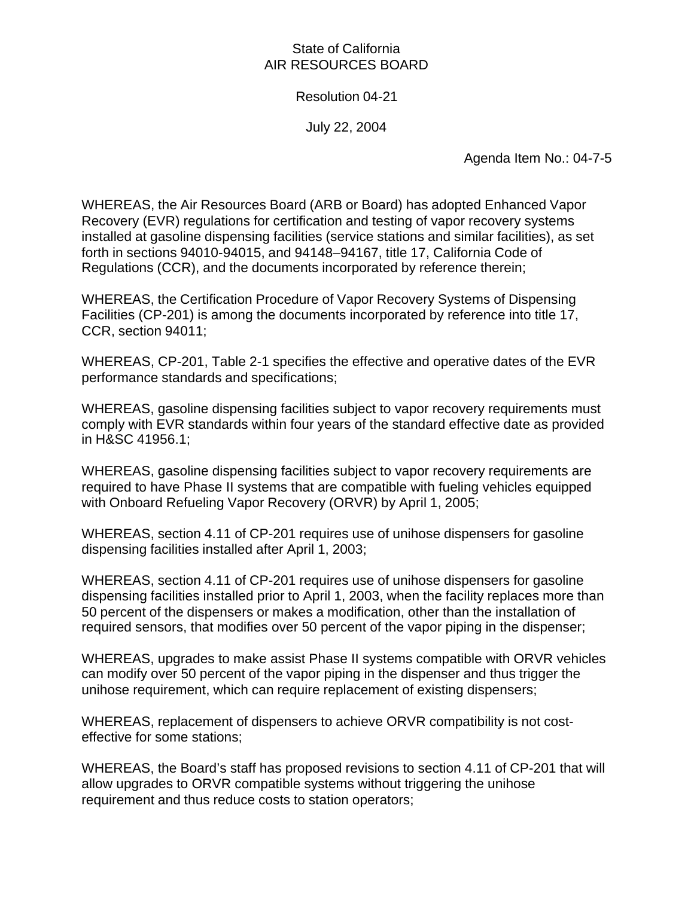State of California
AIR RESOURCES BOARD

Resolution 04-21

July 22, 2004

Agenda Item No.: 04-7-5

WHEREAS, the Air Resources Board (ARB or Board) has adopted Enhanced Vapor Recovery (EVR) regulations for certification and testing of vapor recovery systems installed at gasoline dispensing facilities (service stations and similar facilities), as set forth in sections 94010-94015, and 94148–94167, title 17, California Code of Regulations (CCR), and the documents incorporated by reference therein;

WHEREAS, the Certification Procedure of Vapor Recovery Systems of Dispensing Facilities (CP-201) is among the documents incorporated by reference into title 17, CCR, section 94011;

WHEREAS, CP-201, Table 2-1 specifies the effective and operative dates of the EVR performance standards and specifications;

WHEREAS, gasoline dispensing facilities subject to vapor recovery requirements must comply with EVR standards within four years of the standard effective date as provided in H&SC 41956.1;

WHEREAS, gasoline dispensing facilities subject to vapor recovery requirements are required to have Phase II systems that are compatible with fueling vehicles equipped with Onboard Refueling Vapor Recovery (ORVR) by April 1, 2005;

WHEREAS, section 4.11 of CP-201 requires use of unihose dispensers for gasoline dispensing facilities installed after April 1, 2003;

WHEREAS, section 4.11 of CP-201 requires use of unihose dispensers for gasoline dispensing facilities installed prior to April 1, 2003, when the facility replaces more than 50 percent of the dispensers or makes a modification, other than the installation of required sensors, that modifies over 50 percent of the vapor piping in the dispenser;

WHEREAS, upgrades to make assist Phase II systems compatible with ORVR vehicles can modify over 50 percent of the vapor piping in the dispenser and thus trigger the unihose requirement, which can require replacement of existing dispensers;

WHEREAS, replacement of dispensers to achieve ORVR compatibility is not cost-effective for some stations;

WHEREAS, the Board's staff has proposed revisions to section 4.11 of CP-201 that will allow upgrades to ORVR compatible systems without triggering the unihose requirement and thus reduce costs to station operators;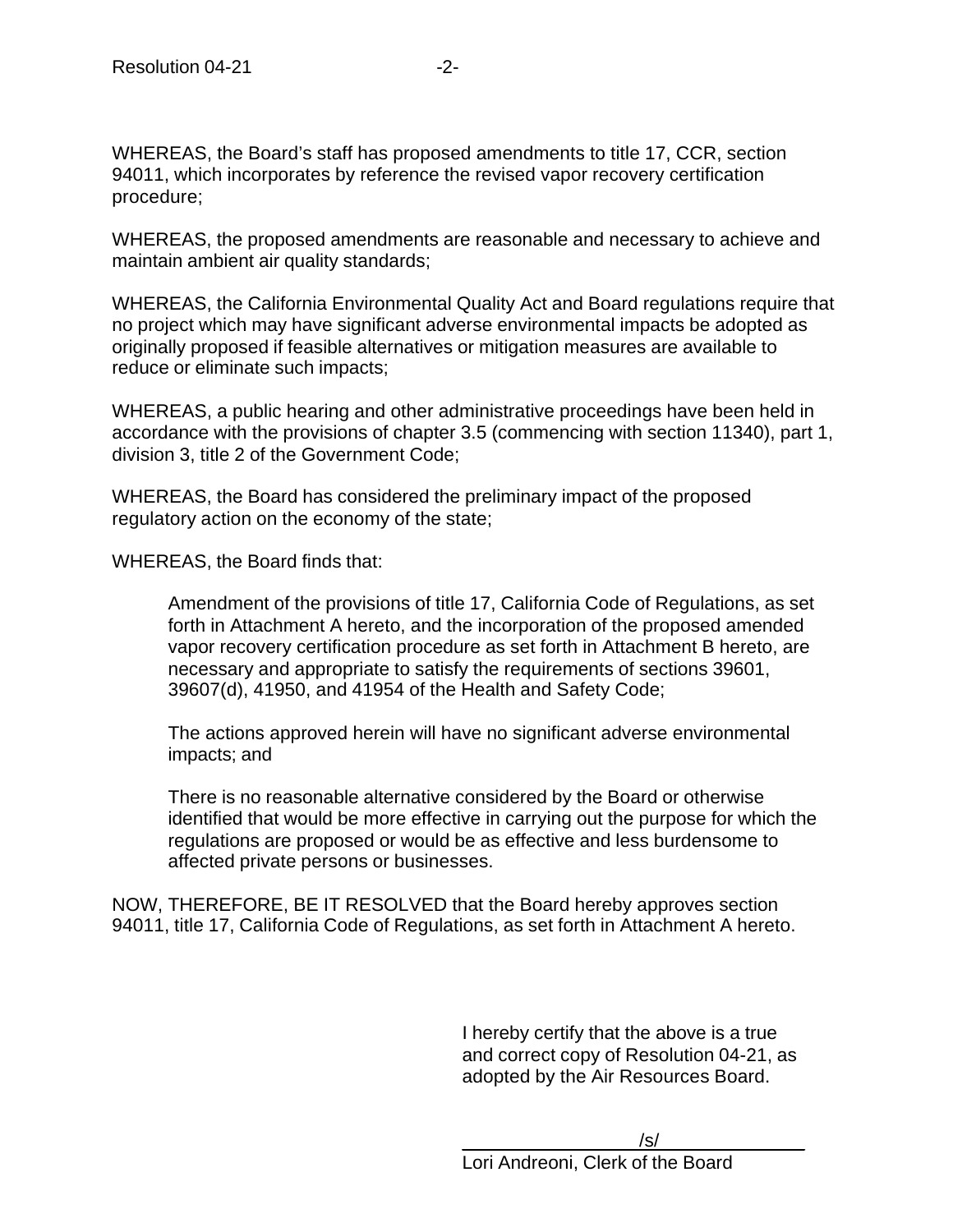WHEREAS, the Board's staff has proposed amendments to title 17, CCR, section 94011, which incorporates by reference the revised vapor recovery certification procedure;

WHEREAS, the proposed amendments are reasonable and necessary to achieve and maintain ambient air quality standards;

WHEREAS, the California Environmental Quality Act and Board regulations require that no project which may have significant adverse environmental impacts be adopted as originally proposed if feasible alternatives or mitigation measures are available to reduce or eliminate such impacts;

WHEREAS, a public hearing and other administrative proceedings have been held in accordance with the provisions of chapter 3.5 (commencing with section 11340), part 1, division 3, title 2 of the Government Code;

WHEREAS, the Board has considered the preliminary impact of the proposed regulatory action on the economy of the state;

WHEREAS, the Board finds that:

> Amendment of the provisions of title 17, California Code of Regulations, as set forth in Attachment A hereto, and the incorporation of the proposed amended vapor recovery certification procedure as set forth in Attachment B hereto, are necessary and appropriate to satisfy the requirements of sections 39601, 39607(d), 41950, and 41954 of the Health and Safety Code;
>
> The actions approved herein will have no significant adverse environmental impacts; and
>
> There is no reasonable alternative considered by the Board or otherwise identified that would be more effective in carrying out the purpose for which the regulations are proposed or would be as effective and less burdensome to affected private persons or businesses.

NOW, THEREFORE, BE IT RESOLVED that the Board hereby approves section 94011, title 17, California Code of Regulations, as set forth in Attachment A hereto.

I hereby certify that the above is a true and correct copy of Resolution 04-21, as adopted by the Air Resources Board.

/s/

Lori Andreoni, Clerk of the Board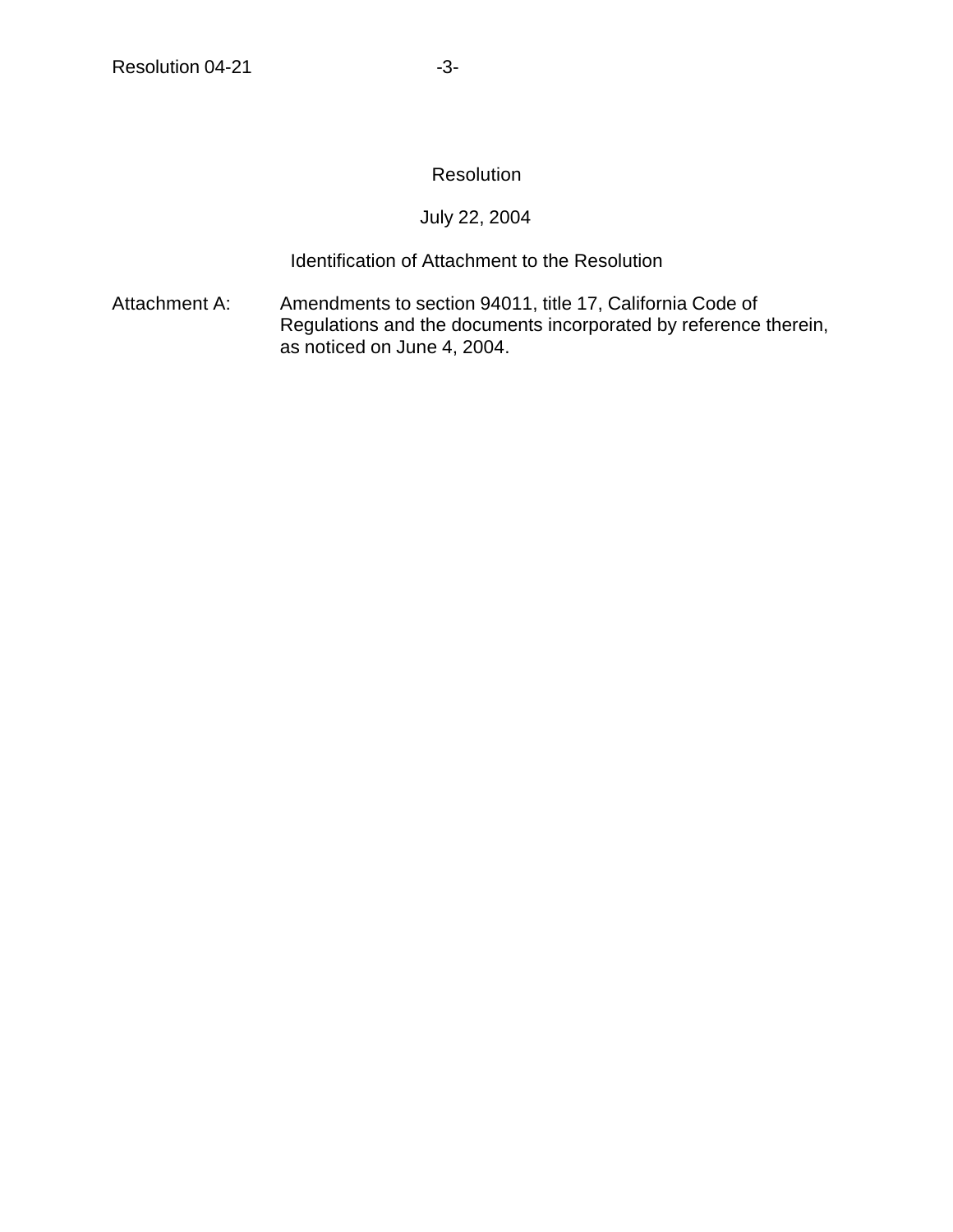Resolution

July 22, 2004

Identification of Attachment to the Resolution

Attachment A: Amendments to section 94011, title 17, California Code of Regulations and the documents incorporated by reference therein, as noticed on June 4, 2004.